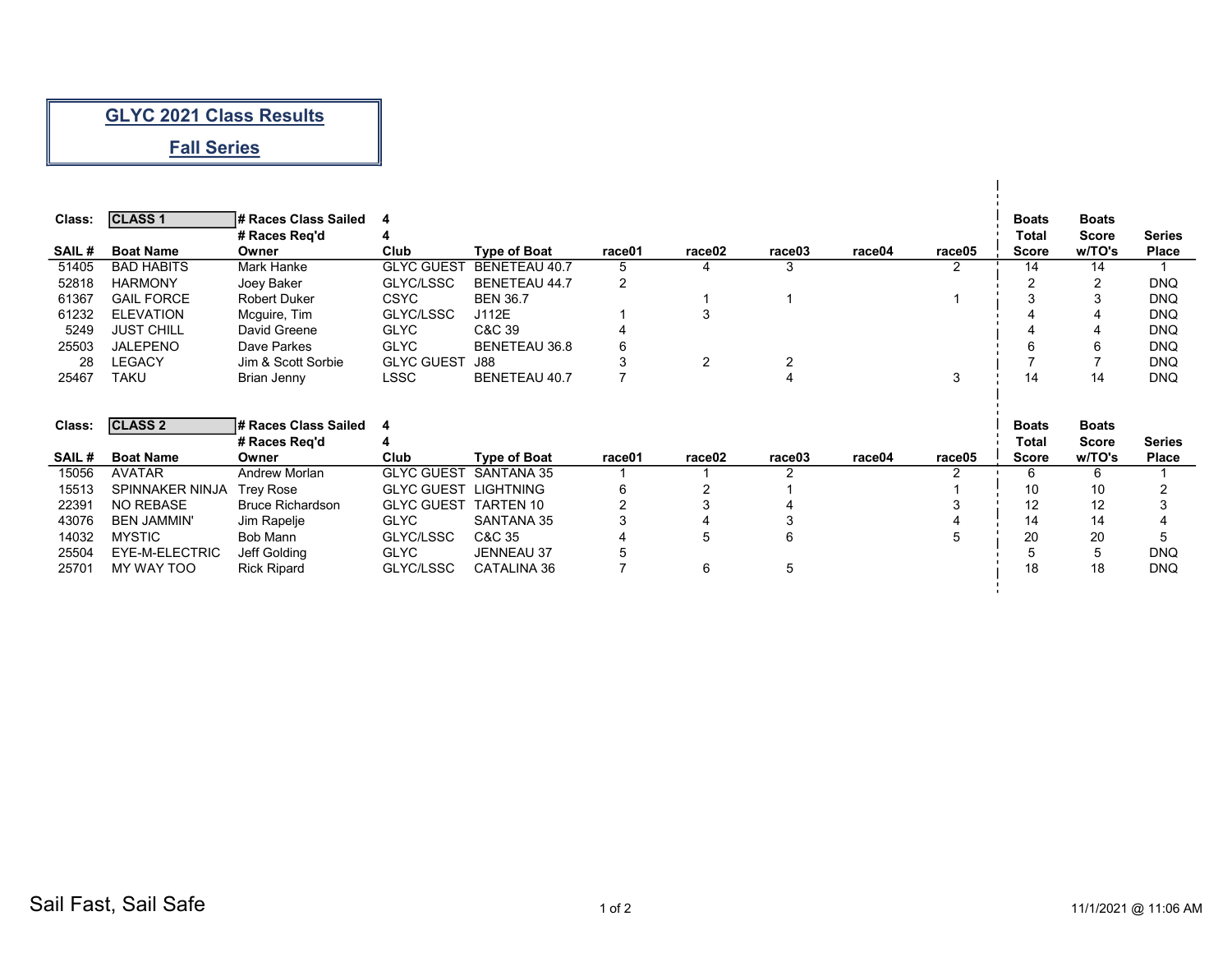# GLYC 2021 Class Results

## Fall Series

**Class:** CLASS 1 — **# Races Class Sailed:** 4 — **# Races Req'd:** 4

| SAIL # | Boat Name | Owner | Club | Type of Boat | race01 | race02 | race03 | race04 | race05 | Boats Total Score | Boats Score w/TO's | Series Place |
|---|---|---|---|---|---|---|---|---|---|---|---|---|
| 51405 | BAD HABITS | Mark Hanke | GLYC GUEST | BENETEAU 40.7 | 5 | 4 | 3 | | 2 | 14 | 14 | 1 |
| 52818 | HARMONY | Joey Baker | GLYC/LSSC | BENETEAU 44.7 | 2 | | | | | 2 | 2 | DNQ |
| 61367 | GAIL FORCE | Robert Duker | CSYC | BEN 36.7 | | 1 | 1 | | 1 | 3 | 3 | DNQ |
| 61232 | ELEVATION | Mcguire, Tim | GLYC/LSSC | J112E | 1 | 3 | | | | 4 | 4 | DNQ |
| 5249 | JUST CHILL | David Greene | GLYC | C&C 39 | 4 | | | | | 4 | 4 | DNQ |
| 25503 | JALEPENO | Dave Parkes | GLYC | BENETEAU 36.8 | 6 | | | | | 6 | 6 | DNQ |
| 28 | LEGACY | Jim & Scott Sorbie | GLYC GUEST | J88 | 3 | 2 | 2 | | | 7 | 7 | DNQ |
| 25467 | TAKU | Brian Jenny | LSSC | BENETEAU 40.7 | 7 | | 4 | | 3 | 14 | 14 | DNQ |

**Class:** CLASS 2 — **# Races Class Sailed:** 4 — **# Races Req'd:** 4

| SAIL # | Boat Name | Owner | Club | Type of Boat | race01 | race02 | race03 | race04 | race05 | Boats Total Score | Boats Score w/TO's | Series Place |
|---|---|---|---|---|---|---|---|---|---|---|---|---|
| 15056 | AVATAR | Andrew Morlan | GLYC GUEST | SANTANA 35 | 1 | 1 | 2 | | 2 | 6 | 6 | 1 |
| 15513 | SPINNAKER NINJA | Trey Rose | GLYC GUEST | LIGHTNING | 6 | 2 | 1 | | 1 | 10 | 10 | 2 |
| 22391 | NO REBASE | Bruce Richardson | GLYC GUEST | TARTEN 10 | 2 | 3 | 4 | | 3 | 12 | 12 | 3 |
| 43076 | BEN JAMMIN' | Jim Rapelje | GLYC | SANTANA 35 | 3 | 4 | 3 | | 4 | 14 | 14 | 4 |
| 14032 | MYSTIC | Bob Mann | GLYC/LSSC | C&C 35 | 4 | 5 | 6 | | 5 | 20 | 20 | 5 |
| 25504 | EYE-M-ELECTRIC | Jeff Golding | GLYC | JENNEAU 37 | 5 | | | | | 5 | 5 | DNQ |
| 25701 | MY WAY TOO | Rick Ripard | GLYC/LSSC | CATALINA 36 | 7 | 6 | 5 | | | 18 | 18 | DNQ |

Sail Fast, Sail Safe

11/1/2021 @ 11:06 AM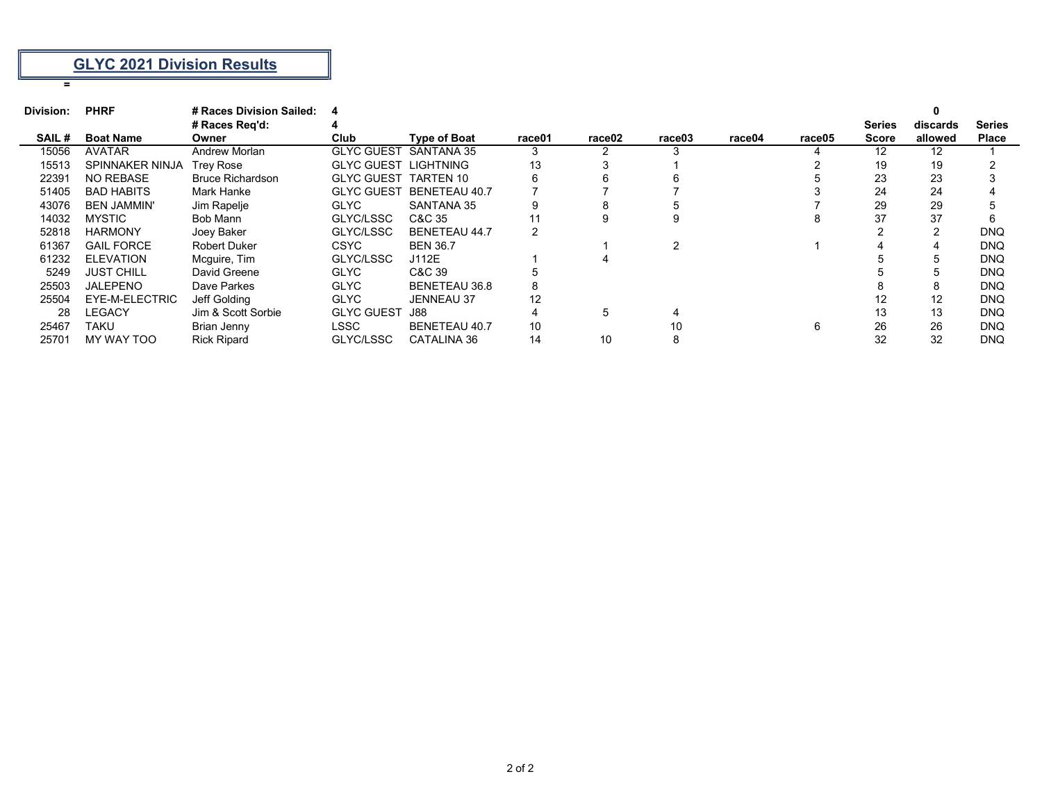## GLYC 2021 Division Results

=

| Division: | PHRF | # Races Division Sailed: | 4 | | | | | | | | | 0 | |
|---|---|---|---|---|---|---|---|---|---|---|---|---|---|
| | | # Races Req'd: | 4 | | | | | | | | Series | discards | Series |
| SAIL # | Boat Name | Owner | Club | Type of Boat | race01 | race02 | race03 | race04 | race05 | | Score | allowed | Place |
| 15056 | AVATAR | Andrew Morlan | GLYC GUEST | SANTANA 35 | 3 | 2 | 3 | | 4 | | 12 | 12 | 1 |
| 15513 | SPINNAKER NINJA | Trey Rose | GLYC GUEST | LIGHTNING | 13 | 3 | 1 | | 2 | | 19 | 19 | 2 |
| 22391 | NO REBASE | Bruce Richardson | GLYC GUEST | TARTEN 10 | 6 | 6 | 6 | | 5 | | 23 | 23 | 3 |
| 51405 | BAD HABITS | Mark Hanke | GLYC GUEST | BENETEAU 40.7 | 7 | 7 | 7 | | 3 | | 24 | 24 | 4 |
| 43076 | BEN JAMMIN' | Jim Rapelje | GLYC | SANTANA 35 | 9 | 8 | 5 | | 7 | | 29 | 29 | 5 |
| 14032 | MYSTIC | Bob Mann | GLYC/LSSC | C&C 35 | 11 | 9 | 9 | | 8 | | 37 | 37 | 6 |
| 52818 | HARMONY | Joey Baker | GLYC/LSSC | BENETEAU 44.7 | 2 | | | | | | 2 | 2 | DNQ |
| 61367 | GAIL FORCE | Robert Duker | CSYC | BEN 36.7 | | 1 | 2 | | 1 | | 4 | 4 | DNQ |
| 61232 | ELEVATION | Mcguire, Tim | GLYC/LSSC | J112E | 1 | 4 | | | | | 5 | 5 | DNQ |
| 5249 | JUST CHILL | David Greene | GLYC | C&C 39 | 5 | | | | | | 5 | 5 | DNQ |
| 25503 | JALEPENO | Dave Parkes | GLYC | BENETEAU 36.8 | 8 | | | | | | 8 | 8 | DNQ |
| 25504 | EYE-M-ELECTRIC | Jeff Golding | GLYC | JENNEAU 37 | 12 | | | | | | 12 | 12 | DNQ |
| 28 | LEGACY | Jim & Scott Sorbie | GLYC GUEST | J88 | 4 | 5 | 4 | | | | 13 | 13 | DNQ |
| 25467 | TAKU | Brian Jenny | LSSC | BENETEAU 40.7 | 10 | | 10 | | 6 | | 26 | 26 | DNQ |
| 25701 | MY WAY TOO | Rick Ripard | GLYC/LSSC | CATALINA 36 | 14 | 10 | 8 | | | | 32 | 32 | DNQ |